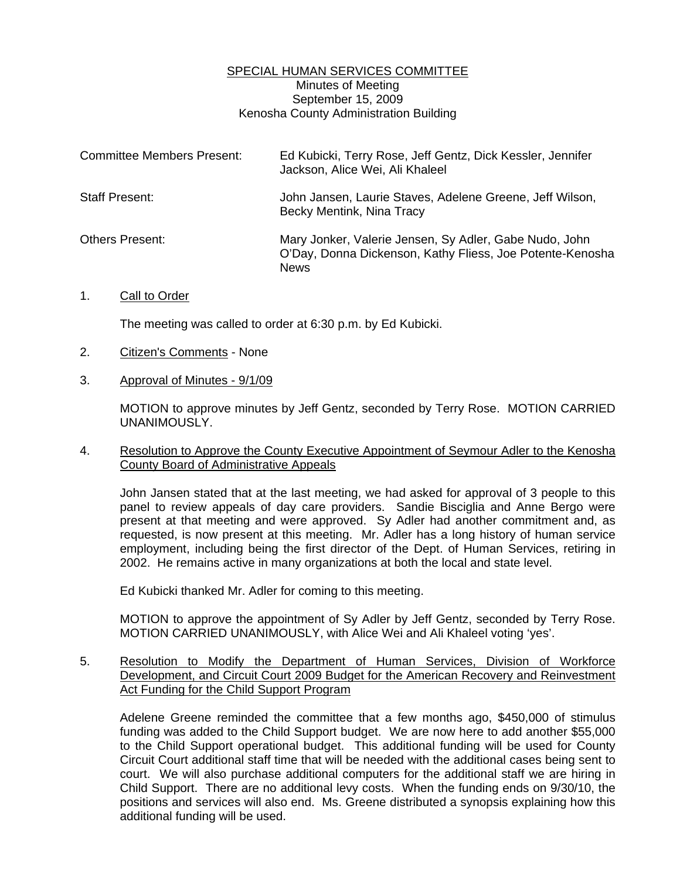SPECIAL HUMAN SERVICES COMMITTEE
Minutes of Meeting
September 15, 2009
Kenosha County Administration Building

| | |
|---|---|
| Committee Members Present: | Ed Kubicki, Terry Rose, Jeff Gentz, Dick Kessler, Jennifer Jackson, Alice Wei, Ali Khaleel |
| Staff Present: | John Jansen, Laurie Staves, Adelene Greene, Jeff Wilson, Becky Mentink, Nina Tracy |
| Others Present: | Mary Jonker, Valerie Jensen, Sy Adler, Gabe Nudo, John O'Day, Donna Dickenson, Kathy Fliess, Joe Potente-Kenosha News |

1. Call to Order

   The meeting was called to order at 6:30 p.m. by Ed Kubicki.

2. Citizen's Comments - None

3. Approval of Minutes - 9/1/09

   MOTION to approve minutes by Jeff Gentz, seconded by Terry Rose. MOTION CARRIED UNANIMOUSLY.

4. Resolution to Approve the County Executive Appointment of Seymour Adler to the Kenosha County Board of Administrative Appeals

   John Jansen stated that at the last meeting, we had asked for approval of 3 people to this panel to review appeals of day care providers. Sandie Bisciglia and Anne Bergo were present at that meeting and were approved. Sy Adler had another commitment and, as requested, is now present at this meeting. Mr. Adler has a long history of human service employment, including being the first director of the Dept. of Human Services, retiring in 2002. He remains active in many organizations at both the local and state level.

   Ed Kubicki thanked Mr. Adler for coming to this meeting.

   MOTION to approve the appointment of Sy Adler by Jeff Gentz, seconded by Terry Rose. MOTION CARRIED UNANIMOUSLY, with Alice Wei and Ali Khaleel voting 'yes'.

5. Resolution to Modify the Department of Human Services, Division of Workforce Development, and Circuit Court 2009 Budget for the American Recovery and Reinvestment Act Funding for the Child Support Program

   Adelene Greene reminded the committee that a few months ago, $450,000 of stimulus funding was added to the Child Support budget. We are now here to add another $55,000 to the Child Support operational budget. This additional funding will be used for County Circuit Court additional staff time that will be needed with the additional cases being sent to court. We will also purchase additional computers for the additional staff we are hiring in Child Support. There are no additional levy costs. When the funding ends on 9/30/10, the positions and services will also end. Ms. Greene distributed a synopsis explaining how this additional funding will be used.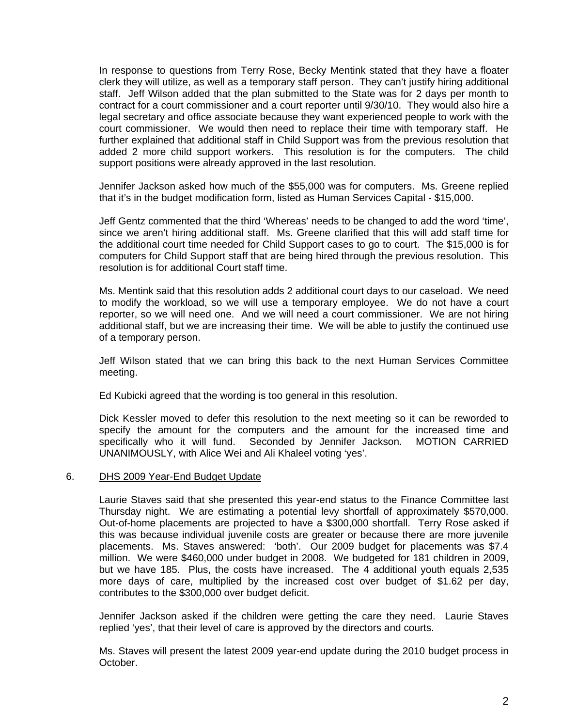In response to questions from Terry Rose, Becky Mentink stated that they have a floater clerk they will utilize, as well as a temporary staff person. They can't justify hiring additional staff. Jeff Wilson added that the plan submitted to the State was for 2 days per month to contract for a court commissioner and a court reporter until 9/30/10. They would also hire a legal secretary and office associate because they want experienced people to work with the court commissioner. We would then need to replace their time with temporary staff. He further explained that additional staff in Child Support was from the previous resolution that added 2 more child support workers. This resolution is for the computers. The child support positions were already approved in the last resolution.

Jennifer Jackson asked how much of the $55,000 was for computers. Ms. Greene replied that it's in the budget modification form, listed as Human Services Capital - $15,000.

Jeff Gentz commented that the third 'Whereas' needs to be changed to add the word 'time', since we aren't hiring additional staff. Ms. Greene clarified that this will add staff time for the additional court time needed for Child Support cases to go to court. The $15,000 is for computers for Child Support staff that are being hired through the previous resolution. This resolution is for additional Court staff time.

Ms. Mentink said that this resolution adds 2 additional court days to our caseload. We need to modify the workload, so we will use a temporary employee. We do not have a court reporter, so we will need one. And we will need a court commissioner. We are not hiring additional staff, but we are increasing their time. We will be able to justify the continued use of a temporary person.

Jeff Wilson stated that we can bring this back to the next Human Services Committee meeting.

Ed Kubicki agreed that the wording is too general in this resolution.

Dick Kessler moved to defer this resolution to the next meeting so it can be reworded to specify the amount for the computers and the amount for the increased time and specifically who it will fund. Seconded by Jennifer Jackson. MOTION CARRIED UNANIMOUSLY, with Alice Wei and Ali Khaleel voting 'yes'.

6. DHS 2009 Year-End Budget Update

Laurie Staves said that she presented this year-end status to the Finance Committee last Thursday night. We are estimating a potential levy shortfall of approximately $570,000. Out-of-home placements are projected to have a $300,000 shortfall. Terry Rose asked if this was because individual juvenile costs are greater or because there are more juvenile placements. Ms. Staves answered: 'both'. Our 2009 budget for placements was $7.4 million. We were $460,000 under budget in 2008. We budgeted for 181 children in 2009, but we have 185. Plus, the costs have increased. The 4 additional youth equals 2,535 more days of care, multiplied by the increased cost over budget of $1.62 per day, contributes to the $300,000 over budget deficit.

Jennifer Jackson asked if the children were getting the care they need. Laurie Staves replied 'yes', that their level of care is approved by the directors and courts.

Ms. Staves will present the latest 2009 year-end update during the 2010 budget process in October.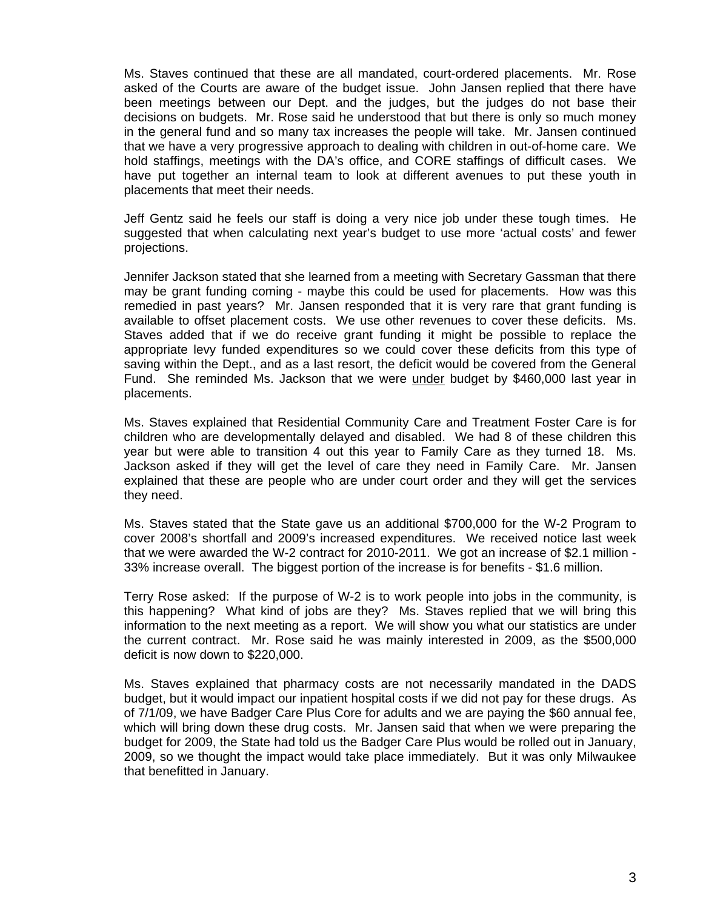Ms. Staves continued that these are all mandated, court-ordered placements. Mr. Rose asked of the Courts are aware of the budget issue. John Jansen replied that there have been meetings between our Dept. and the judges, but the judges do not base their decisions on budgets. Mr. Rose said he understood that but there is only so much money in the general fund and so many tax increases the people will take. Mr. Jansen continued that we have a very progressive approach to dealing with children in out-of-home care. We hold staffings, meetings with the DA's office, and CORE staffings of difficult cases. We have put together an internal team to look at different avenues to put these youth in placements that meet their needs.

Jeff Gentz said he feels our staff is doing a very nice job under these tough times. He suggested that when calculating next year's budget to use more 'actual costs' and fewer projections.

Jennifer Jackson stated that she learned from a meeting with Secretary Gassman that there may be grant funding coming - maybe this could be used for placements. How was this remedied in past years? Mr. Jansen responded that it is very rare that grant funding is available to offset placement costs. We use other revenues to cover these deficits. Ms. Staves added that if we do receive grant funding it might be possible to replace the appropriate levy funded expenditures so we could cover these deficits from this type of saving within the Dept., and as a last resort, the deficit would be covered from the General Fund. She reminded Ms. Jackson that we were <u>under</u> budget by $460,000 last year in placements.

Ms. Staves explained that Residential Community Care and Treatment Foster Care is for children who are developmentally delayed and disabled. We had 8 of these children this year but were able to transition 4 out this year to Family Care as they turned 18. Ms. Jackson asked if they will get the level of care they need in Family Care. Mr. Jansen explained that these are people who are under court order and they will get the services they need.

Ms. Staves stated that the State gave us an additional $700,000 for the W-2 Program to cover 2008's shortfall and 2009's increased expenditures. We received notice last week that we were awarded the W-2 contract for 2010-2011. We got an increase of $2.1 million - 33% increase overall. The biggest portion of the increase is for benefits - $1.6 million.

Terry Rose asked: If the purpose of W-2 is to work people into jobs in the community, is this happening? What kind of jobs are they? Ms. Staves replied that we will bring this information to the next meeting as a report. We will show you what our statistics are under the current contract. Mr. Rose said he was mainly interested in 2009, as the $500,000 deficit is now down to $220,000.

Ms. Staves explained that pharmacy costs are not necessarily mandated in the DADS budget, but it would impact our inpatient hospital costs if we did not pay for these drugs. As of 7/1/09, we have Badger Care Plus Core for adults and we are paying the $60 annual fee, which will bring down these drug costs. Mr. Jansen said that when we were preparing the budget for 2009, the State had told us the Badger Care Plus would be rolled out in January, 2009, so we thought the impact would take place immediately. But it was only Milwaukee that benefitted in January.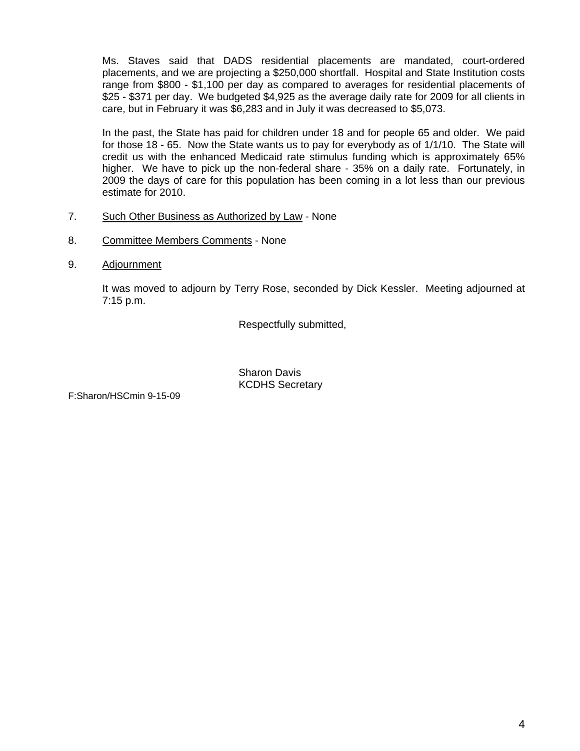Ms. Staves said that DADS residential placements are mandated, court-ordered placements, and we are projecting a $250,000 shortfall. Hospital and State Institution costs range from $800 - $1,100 per day as compared to averages for residential placements of $25 - $371 per day. We budgeted $4,925 as the average daily rate for 2009 for all clients in care, but in February it was $6,283 and in July it was decreased to $5,073.

In the past, the State has paid for children under 18 and for people 65 and older. We paid for those 18 - 65. Now the State wants us to pay for everybody as of 1/1/10. The State will credit us with the enhanced Medicaid rate stimulus funding which is approximately 65% higher. We have to pick up the non-federal share - 35% on a daily rate. Fortunately, in 2009 the days of care for this population has been coming in a lot less than our previous estimate for 2010.

7. Such Other Business as Authorized by Law - None

8. Committee Members Comments - None

9. Adjournment

It was moved to adjourn by Terry Rose, seconded by Dick Kessler. Meeting adjourned at 7:15 p.m.

Respectfully submitted,

Sharon Davis
KCDHS Secretary

F:Sharon/HSCmin 9-15-09